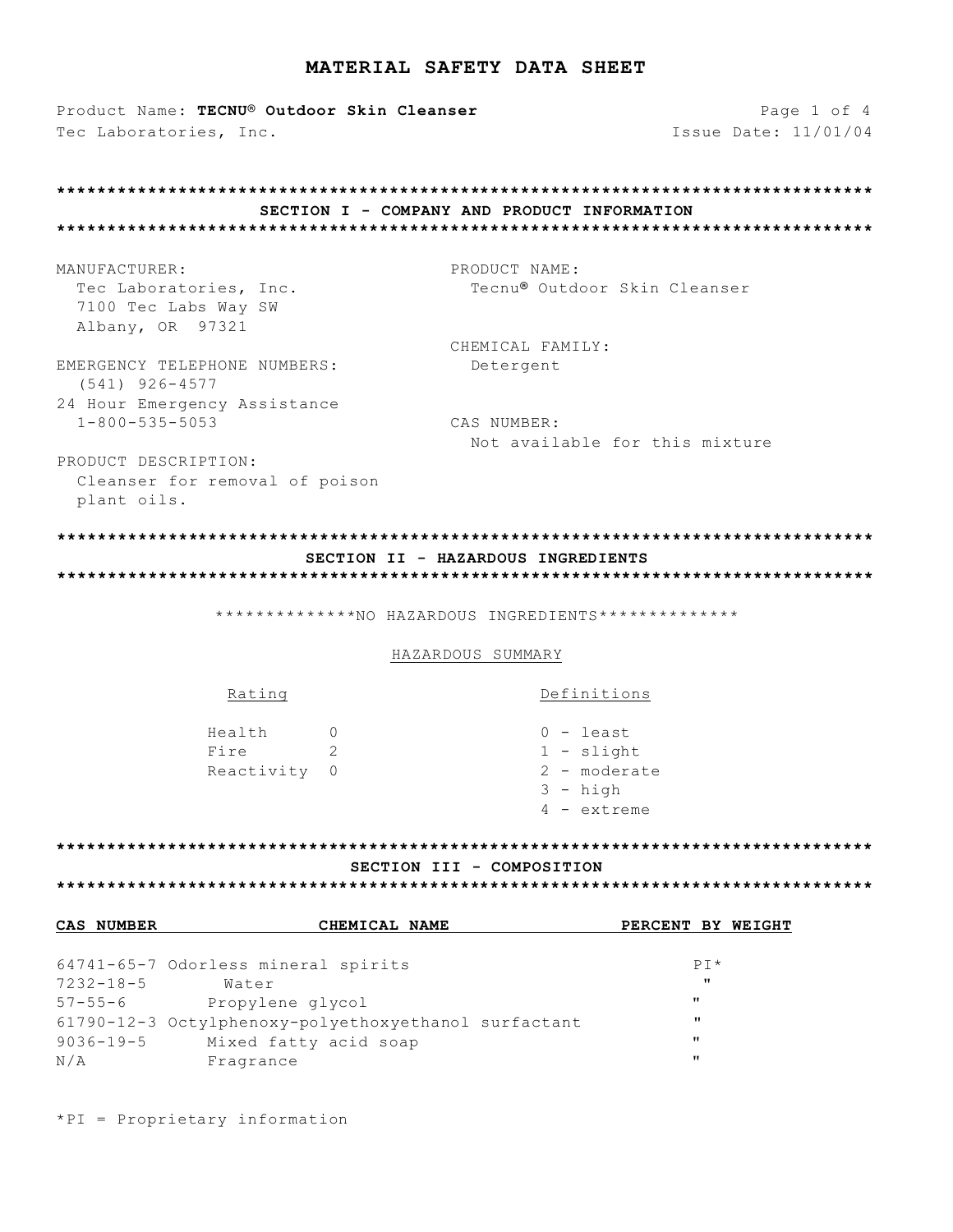# MATERIAL SAFETY DATA SHEET

Product Name: **TECNU® Outdoor Skin Cleanser**
Tec Laboratories, Inc.
Issue Date: 11/01/04

## SECTION I - COMPANY AND PRODUCT INFORMATION

MANUFACTURER:
Tec Laboratories, Inc.
7100 Tec Labs Way SW
Albany, OR 97321

EMERGENCY TELEPHONE NUMBERS:
(541) 926-4577
24 Hour Emergency Assistance
1-800-535-5053

PRODUCT DESCRIPTION:
Cleanser for removal of poison plant oils.

PRODUCT NAME:
Tecnu® Outdoor Skin Cleanser

CHEMICAL FAMILY:
Detergent

CAS NUMBER:
Not available for this mixture

## SECTION II - HAZARDOUS INGREDIENTS

**************NO HAZARDOUS INGREDIENTS**************

HAZARDOUS SUMMARY

| Rating | | Definitions |
|---|---|---|
| Health | 0 | 0 - least |
| Fire | 2 | 1 - slight |
| Reactivity | 0 | 2 - moderate |
| | | 3 - high |
| | | 4 - extreme |

## SECTION III - COMPOSITION

| CAS NUMBER | CHEMICAL NAME | PERCENT BY WEIGHT |
|---|---|---|
| 64741-65-7 | Odorless mineral spirits | PI* |
| 7232-18-5 | Water | " |
| 57-55-6 | Propylene glycol | " |
| 61790-12-3 | Octylphenoxy-polyethoxyethanol surfactant | " |
| 9036-19-5 | Mixed fatty acid soap | " |
| N/A | Fragrance | " |

*PI = Proprietary information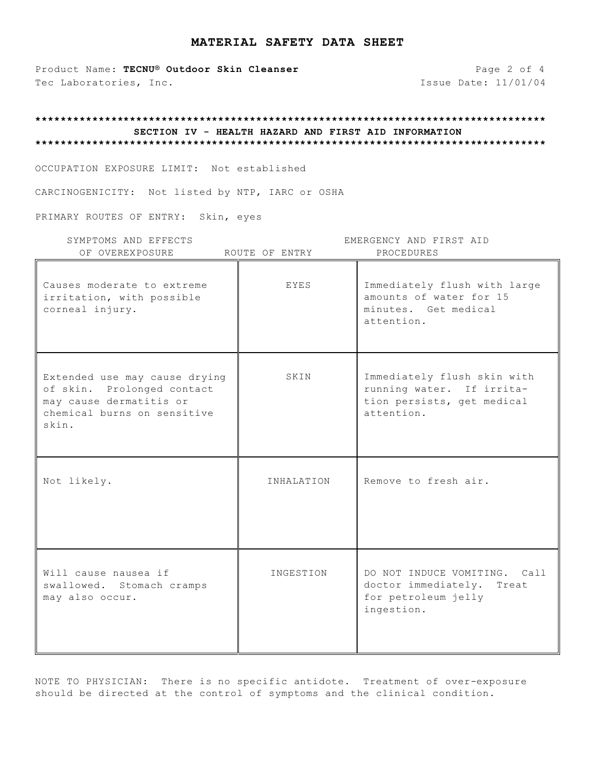# MATERIAL SAFETY DATA SHEET

Product Name: **TECNU® Outdoor Skin Cleanser**
Tec Laboratories, Inc.
Issue Date: 11/01/04

## SECTION IV - HEALTH HAZARD AND FIRST AID INFORMATION

OCCUPATION EXPOSURE LIMIT: Not established

CARCINOGENICITY: Not listed by NTP, IARC or OSHA

PRIMARY ROUTES OF ENTRY: Skin, eyes

| SYMPTOMS AND EFFECTS OF OVEREXPOSURE | ROUTE OF ENTRY | EMERGENCY AND FIRST AID PROCEDURES |
|---|---|---|
| Causes moderate to extreme irritation, with possible corneal injury. | EYES | Immediately flush with large amounts of water for 15 minutes. Get medical attention. |
| Extended use may cause drying of skin. Prolonged contact may cause dermatitis or chemical burns on sensitive skin. | SKIN | Immediately flush skin with running water. If irritation persists, get medical attention. |
| Not likely. | INHALATION | Remove to fresh air. |
| Will cause nausea if swallowed. Stomach cramps may also occur. | INGESTION | DO NOT INDUCE VOMITING. Call doctor immediately. Treat for petroleum jelly ingestion. |

NOTE TO PHYSICIAN: There is no specific antidote. Treatment of over-exposure should be directed at the control of symptoms and the clinical condition.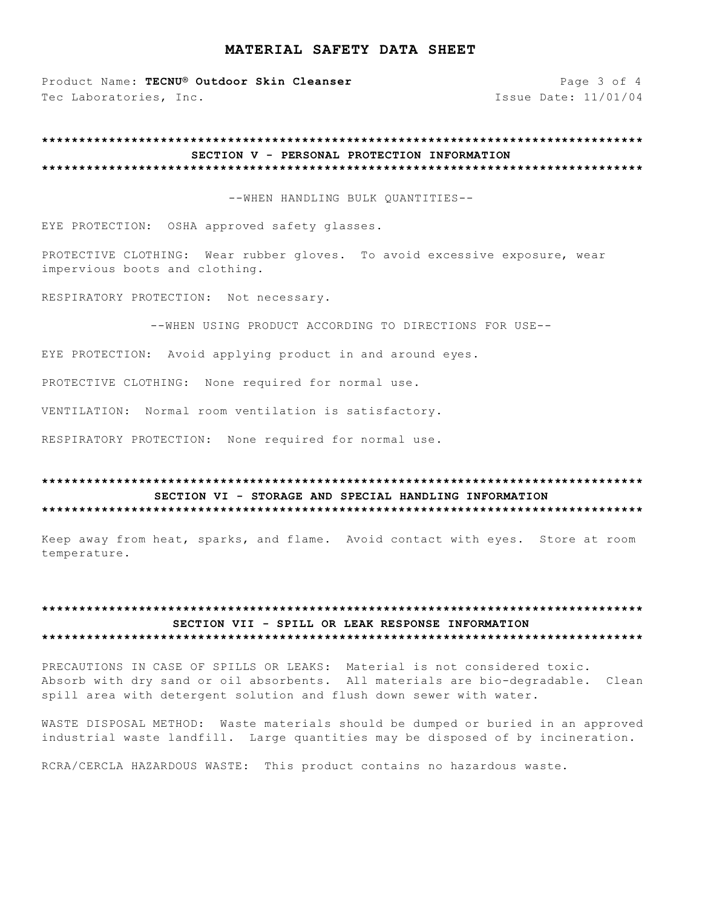## SECTION V - PERSONAL PROTECTION INFORMATION

--WHEN HANDLING BULK QUANTITIES--

EYE PROTECTION: OSHA approved safety glasses.

PROTECTIVE CLOTHING: Wear rubber gloves. To avoid excessive exposure, wear impervious boots and clothing.

RESPIRATORY PROTECTION: Not necessary.

--WHEN USING PRODUCT ACCORDING TO DIRECTIONS FOR USE--

EYE PROTECTION: Avoid applying product in and around eyes.

PROTECTIVE CLOTHING: None required for normal use.

VENTILATION: Normal room ventilation is satisfactory.

RESPIRATORY PROTECTION: None required for normal use.

## SECTION VI - STORAGE AND SPECIAL HANDLING INFORMATION

Keep away from heat, sparks, and flame. Avoid contact with eyes. Store at room temperature.

## SECTION VII - SPILL OR LEAK RESPONSE INFORMATION

PRECAUTIONS IN CASE OF SPILLS OR LEAKS: Material is not considered toxic. Absorb with dry sand or oil absorbents. All materials are bio-degradable. Clean spill area with detergent solution and flush down sewer with water.

WASTE DISPOSAL METHOD: Waste materials should be dumped or buried in an approved industrial waste landfill. Large quantities may be disposed of by incineration.

RCRA/CERCLA HAZARDOUS WASTE: This product contains no hazardous waste.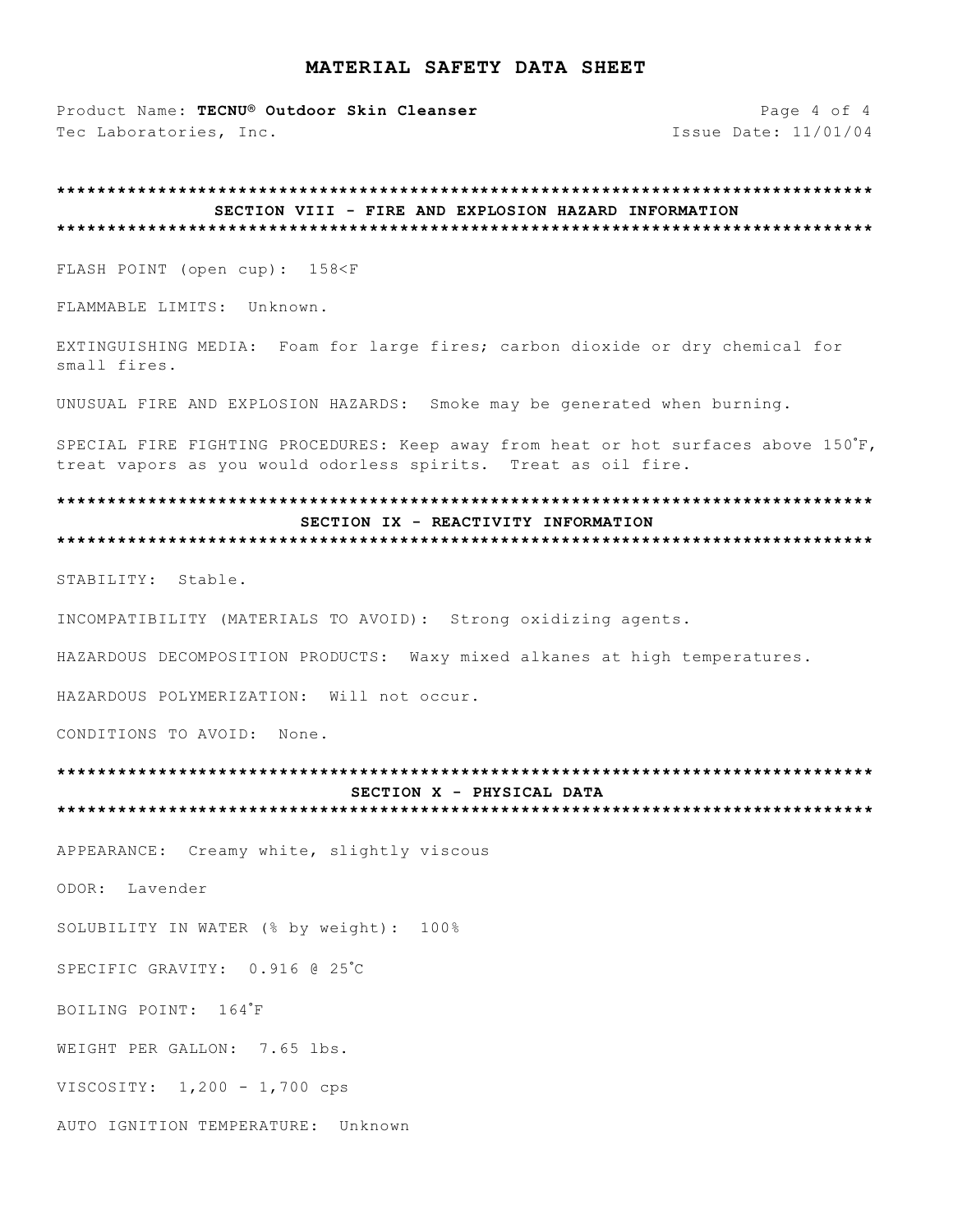# MATERIAL SAFETY DATA SHEET

Product Name: **TECNU® Outdoor Skin Cleanser**

Tec Laboratories, Inc.

Issue Date: 11/01/04

## SECTION VIII - FIRE AND EXPLOSION HAZARD INFORMATION

FLASH POINT (open cup): 158<F

FLAMMABLE LIMITS: Unknown.

EXTINGUISHING MEDIA: Foam for large fires; carbon dioxide or dry chemical for small fires.

UNUSUAL FIRE AND EXPLOSION HAZARDS: Smoke may be generated when burning.

SPECIAL FIRE FIGHTING PROCEDURES: Keep away from heat or hot surfaces above 150˚F, treat vapors as you would odorless spirits. Treat as oil fire.

## SECTION IX - REACTIVITY INFORMATION

STABILITY: Stable.

INCOMPATIBILITY (MATERIALS TO AVOID): Strong oxidizing agents.

HAZARDOUS DECOMPOSITION PRODUCTS: Waxy mixed alkanes at high temperatures.

HAZARDOUS POLYMERIZATION: Will not occur.

CONDITIONS TO AVOID: None.

## SECTION X - PHYSICAL DATA

APPEARANCE: Creamy white, slightly viscous

ODOR: Lavender

SOLUBILITY IN WATER (% by weight): 100%

SPECIFIC GRAVITY: 0.916 @ 25˚C

BOILING POINT: 164˚F

WEIGHT PER GALLON: 7.65 lbs.

VISCOSITY: 1,200 - 1,700 cps

AUTO IGNITION TEMPERATURE: Unknown